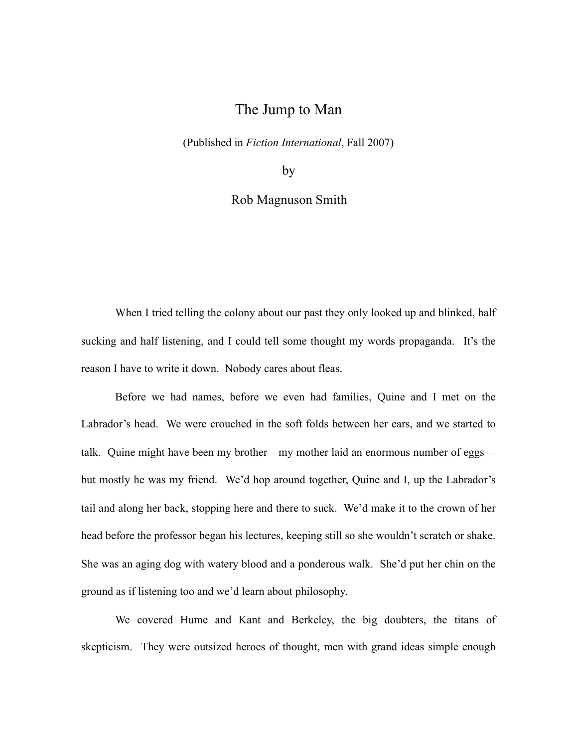# The Jump to Man

(Published in *Fiction International*, Fall 2007)

by

Rob Magnuson Smith

When I tried telling the colony about our past they only looked up and blinked, half sucking and half listening, and I could tell some thought my words propaganda. It's the reason I have to write it down. Nobody cares about fleas.

Before we had names, before we even had families, Quine and I met on the Labrador's head. We were crouched in the soft folds between her ears, and we started to talk. Quine might have been my brother—my mother laid an enormous number of eggs—but mostly he was my friend. We'd hop around together, Quine and I, up the Labrador's tail and along her back, stopping here and there to suck. We'd make it to the crown of her head before the professor began his lectures, keeping still so she wouldn't scratch or shake. She was an aging dog with watery blood and a ponderous walk. She'd put her chin on the ground as if listening too and we'd learn about philosophy.

We covered Hume and Kant and Berkeley, the big doubters, the titans of skepticism. They were outsized heroes of thought, men with grand ideas simple enough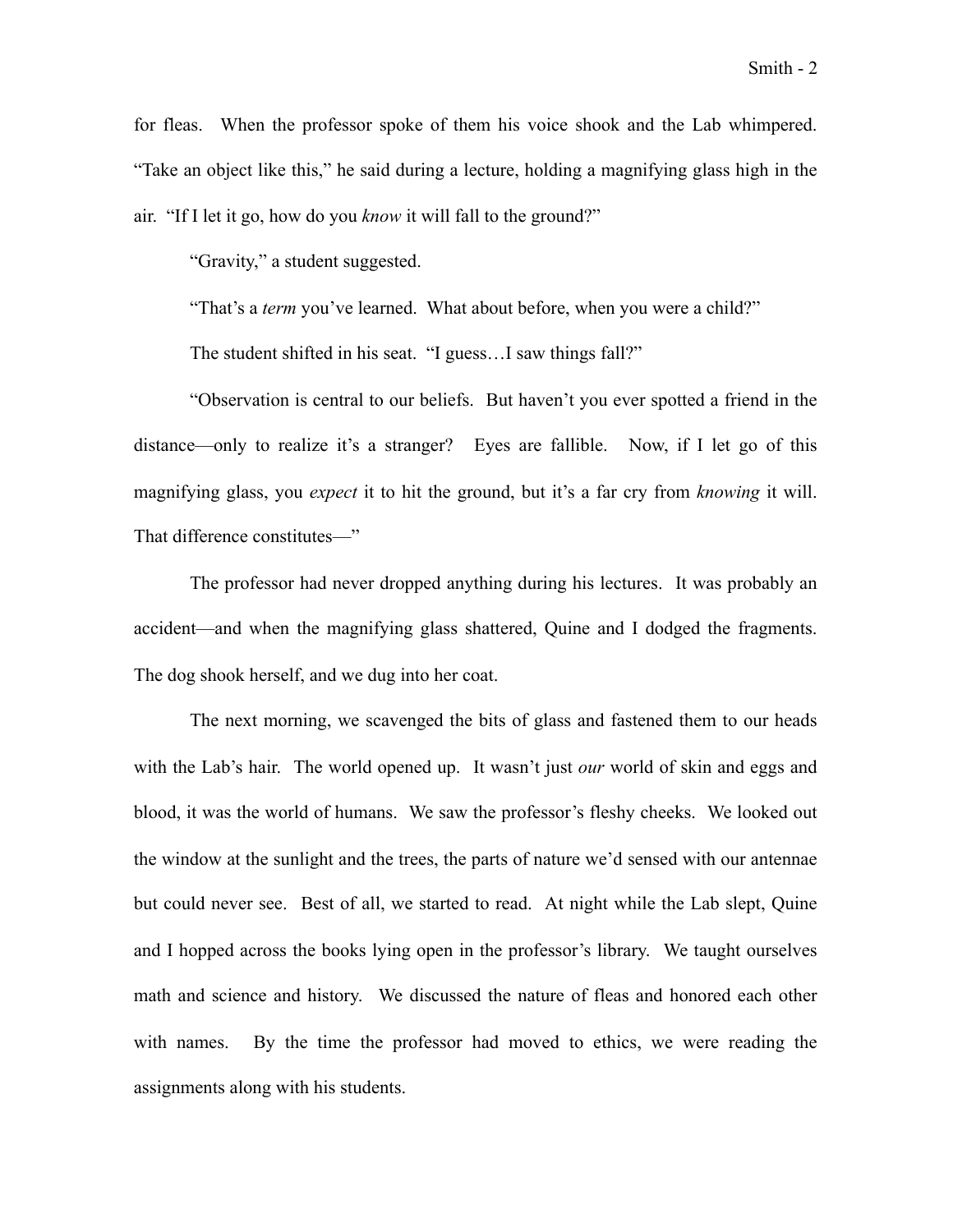for fleas. When the professor spoke of them his voice shook and the Lab whimpered. “Take an object like this,” he said during a lecture, holding a magnifying glass high in the air. “If I let it go, how do you *know* it will fall to the ground?”

“Gravity,” a student suggested.

“That’s a *term* you’ve learned. What about before, when you were a child?”

The student shifted in his seat. “I guess…I saw things fall?”

“Observation is central to our beliefs. But haven’t you ever spotted a friend in the distance—only to realize it’s a stranger? Eyes are fallible. Now, if I let go of this magnifying glass, you *expect* it to hit the ground, but it’s a far cry from *knowing* it will. That difference constitutes—”

The professor had never dropped anything during his lectures. It was probably an accident—and when the magnifying glass shattered, Quine and I dodged the fragments. The dog shook herself, and we dug into her coat.

The next morning, we scavenged the bits of glass and fastened them to our heads with the Lab’s hair. The world opened up. It wasn’t just *our* world of skin and eggs and blood, it was the world of humans. We saw the professor’s fleshy cheeks. We looked out the window at the sunlight and the trees, the parts of nature we’d sensed with our antennae but could never see. Best of all, we started to read. At night while the Lab slept, Quine and I hopped across the books lying open in the professor’s library. We taught ourselves math and science and history. We discussed the nature of fleas and honored each other with names. By the time the professor had moved to ethics, we were reading the assignments along with his students.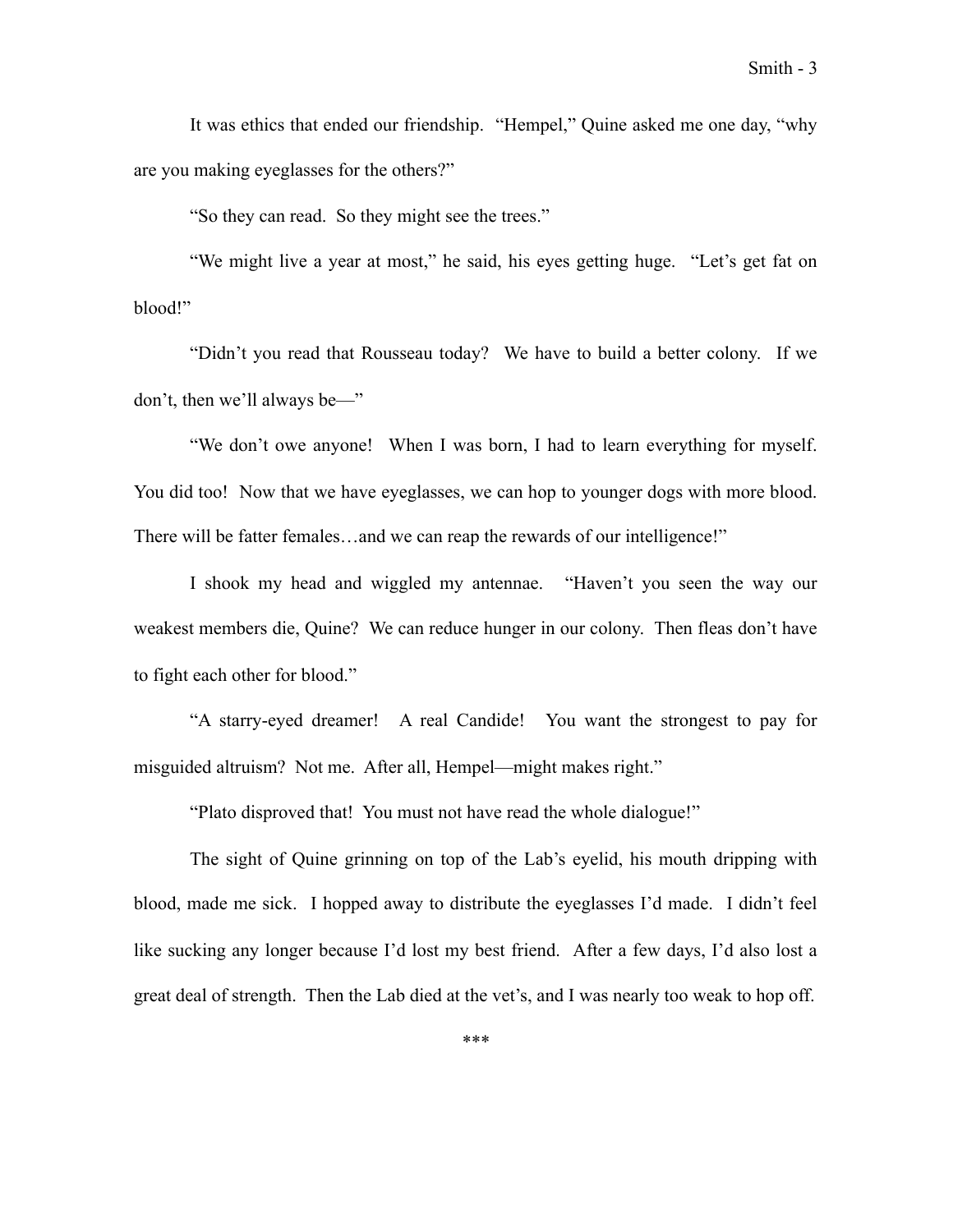It was ethics that ended our friendship. "Hempel," Quine asked me one day, "why are you making eyeglasses for the others?"

"So they can read. So they might see the trees."

"We might live a year at most," he said, his eyes getting huge. "Let's get fat on blood!"

"Didn't you read that Rousseau today? We have to build a better colony. If we don't, then we'll always be—"

"We don't owe anyone! When I was born, I had to learn everything for myself. You did too! Now that we have eyeglasses, we can hop to younger dogs with more blood. There will be fatter females…and we can reap the rewards of our intelligence!"

I shook my head and wiggled my antennae. "Haven't you seen the way our weakest members die, Quine? We can reduce hunger in our colony. Then fleas don't have to fight each other for blood."

"A starry-eyed dreamer! A real Candide! You want the strongest to pay for misguided altruism? Not me. After all, Hempel—might makes right."

"Plato disproved that! You must not have read the whole dialogue!"

The sight of Quine grinning on top of the Lab's eyelid, his mouth dripping with blood, made me sick. I hopped away to distribute the eyeglasses I'd made. I didn't feel like sucking any longer because I'd lost my best friend. After a few days, I'd also lost a great deal of strength. Then the Lab died at the vet's, and I was nearly too weak to hop off.

***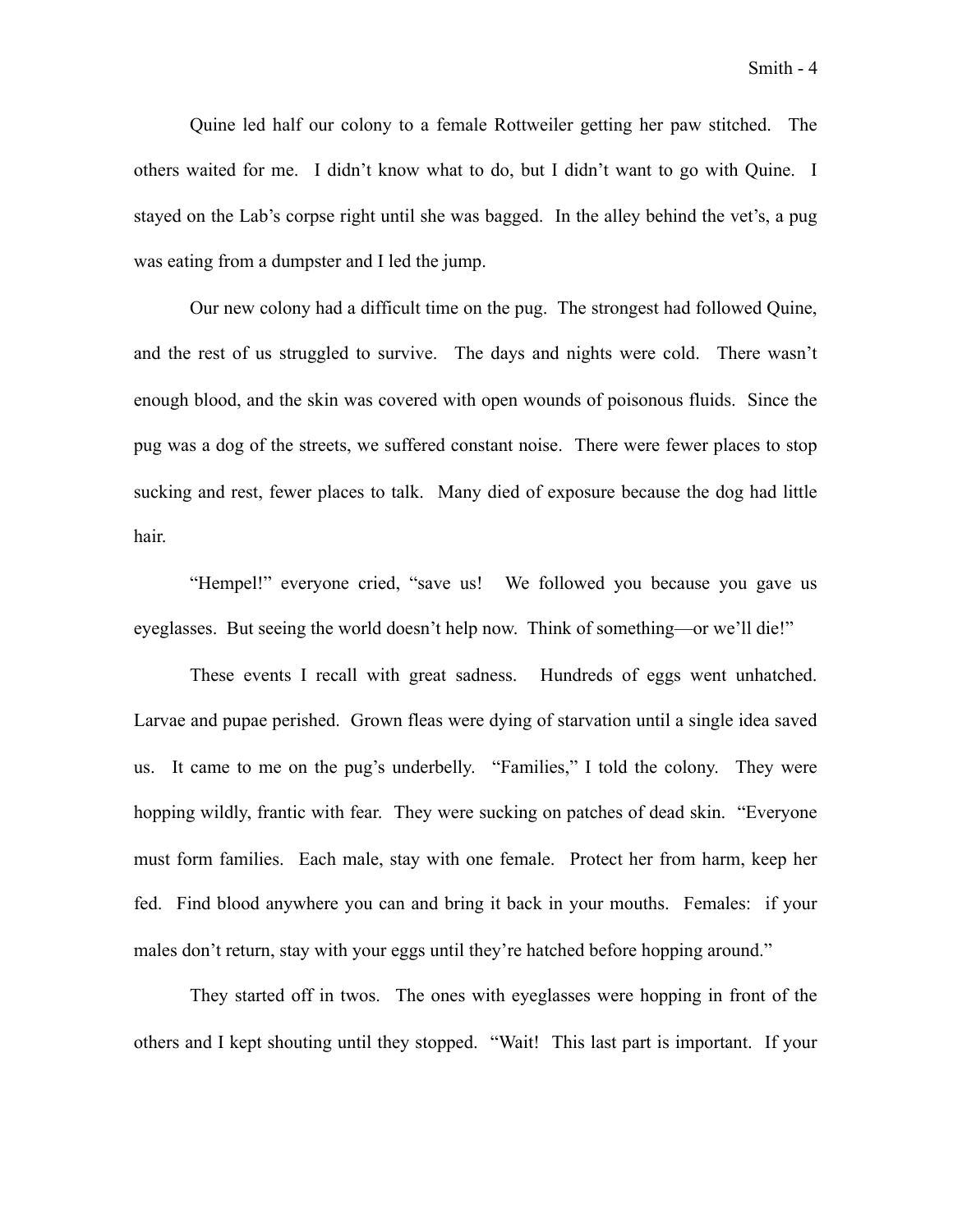Quine led half our colony to a female Rottweiler getting her paw stitched. The others waited for me. I didn't know what to do, but I didn't want to go with Quine. I stayed on the Lab's corpse right until she was bagged. In the alley behind the vet's, a pug was eating from a dumpster and I led the jump.

Our new colony had a difficult time on the pug. The strongest had followed Quine, and the rest of us struggled to survive. The days and nights were cold. There wasn't enough blood, and the skin was covered with open wounds of poisonous fluids. Since the pug was a dog of the streets, we suffered constant noise. There were fewer places to stop sucking and rest, fewer places to talk. Many died of exposure because the dog had little hair.

"Hempel!" everyone cried, "save us! We followed you because you gave us eyeglasses. But seeing the world doesn't help now. Think of something—or we'll die!"

These events I recall with great sadness. Hundreds of eggs went unhatched. Larvae and pupae perished. Grown fleas were dying of starvation until a single idea saved us. It came to me on the pug's underbelly. "Families," I told the colony. They were hopping wildly, frantic with fear. They were sucking on patches of dead skin. "Everyone must form families. Each male, stay with one female. Protect her from harm, keep her fed. Find blood anywhere you can and bring it back in your mouths. Females: if your males don't return, stay with your eggs until they're hatched before hopping around."

They started off in twos. The ones with eyeglasses were hopping in front of the others and I kept shouting until they stopped. "Wait! This last part is important. If your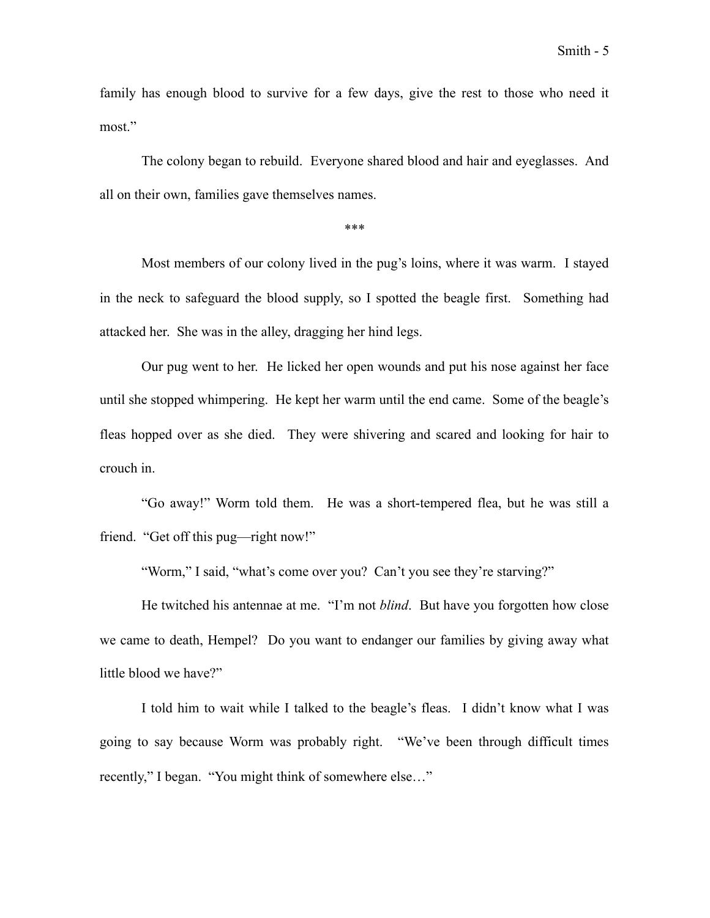family has enough blood to survive for a few days, give the rest to those who need it most."

The colony began to rebuild. Everyone shared blood and hair and eyeglasses. And all on their own, families gave themselves names.

***

Most members of our colony lived in the pug's loins, where it was warm. I stayed in the neck to safeguard the blood supply, so I spotted the beagle first. Something had attacked her. She was in the alley, dragging her hind legs.

Our pug went to her. He licked her open wounds and put his nose against her face until she stopped whimpering. He kept her warm until the end came. Some of the beagle's fleas hopped over as she died. They were shivering and scared and looking for hair to crouch in.

"Go away!" Worm told them. He was a short-tempered flea, but he was still a friend. "Get off this pug—right now!"

"Worm," I said, "what's come over you? Can't you see they're starving?"

He twitched his antennae at me. "I'm not *blind*. But have you forgotten how close we came to death, Hempel? Do you want to endanger our families by giving away what little blood we have?"

I told him to wait while I talked to the beagle's fleas. I didn't know what I was going to say because Worm was probably right. "We've been through difficult times recently," I began. "You might think of somewhere else…"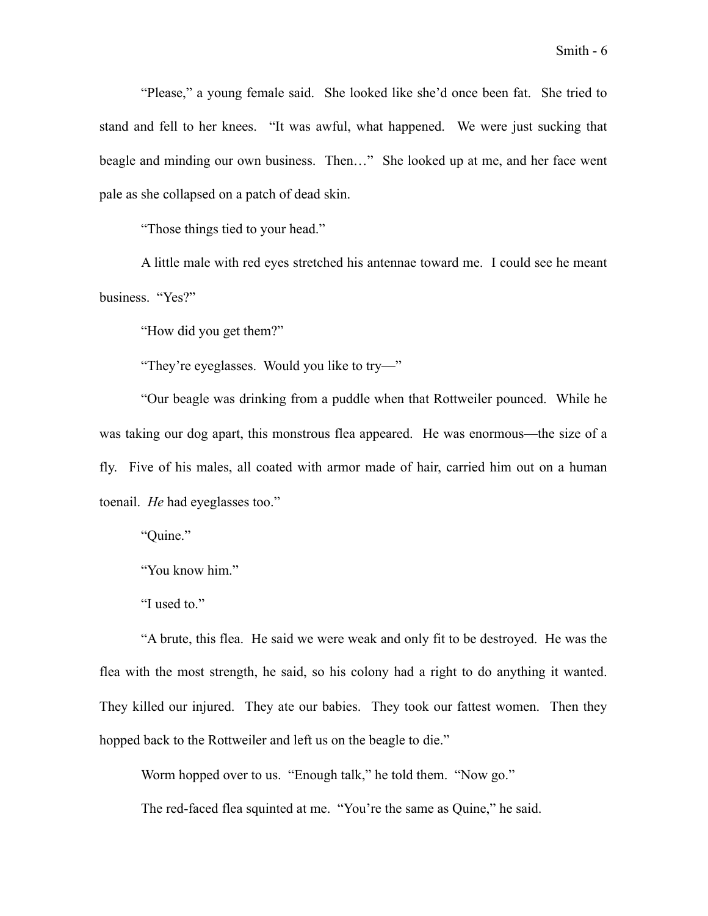"Please," a young female said. She looked like she'd once been fat. She tried to stand and fell to her knees. "It was awful, what happened. We were just sucking that beagle and minding our own business. Then…" She looked up at me, and her face went pale as she collapsed on a patch of dead skin.

"Those things tied to your head."

A little male with red eyes stretched his antennae toward me. I could see he meant business. "Yes?"

"How did you get them?"

"They're eyeglasses. Would you like to try—"

"Our beagle was drinking from a puddle when that Rottweiler pounced. While he was taking our dog apart, this monstrous flea appeared. He was enormous—the size of a fly. Five of his males, all coated with armor made of hair, carried him out on a human toenail. *He* had eyeglasses too."

"Quine."

"You know him."

"I used to."

"A brute, this flea. He said we were weak and only fit to be destroyed. He was the flea with the most strength, he said, so his colony had a right to do anything it wanted. They killed our injured. They ate our babies. They took our fattest women. Then they hopped back to the Rottweiler and left us on the beagle to die."

Worm hopped over to us. "Enough talk," he told them. "Now go."

The red-faced flea squinted at me. "You're the same as Quine," he said.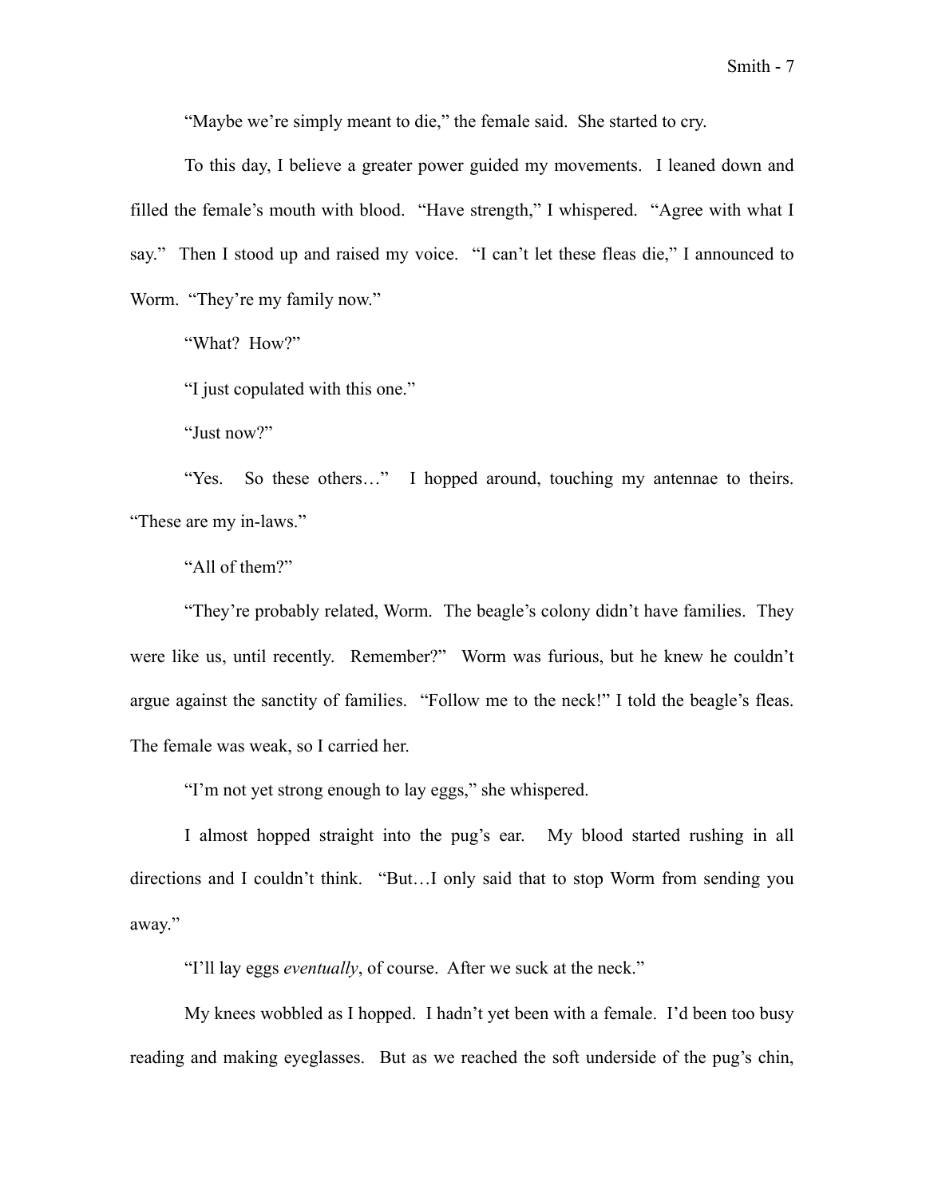"Maybe we're simply meant to die," the female said. She started to cry.

To this day, I believe a greater power guided my movements. I leaned down and filled the female's mouth with blood. "Have strength," I whispered. "Agree with what I say." Then I stood up and raised my voice. "I can't let these fleas die," I announced to Worm. "They're my family now."

"What? How?"

"I just copulated with this one."

"Just now?"

"Yes. So these others…" I hopped around, touching my antennae to theirs. "These are my in-laws."

"All of them?"

"They're probably related, Worm. The beagle's colony didn't have families. They were like us, until recently. Remember?" Worm was furious, but he knew he couldn't argue against the sanctity of families. "Follow me to the neck!" I told the beagle's fleas. The female was weak, so I carried her.

"I'm not yet strong enough to lay eggs," she whispered.

I almost hopped straight into the pug's ear. My blood started rushing in all directions and I couldn't think. "But…I only said that to stop Worm from sending you away."

"I'll lay eggs *eventually*, of course. After we suck at the neck."

My knees wobbled as I hopped. I hadn't yet been with a female. I'd been too busy reading and making eyeglasses. But as we reached the soft underside of the pug's chin,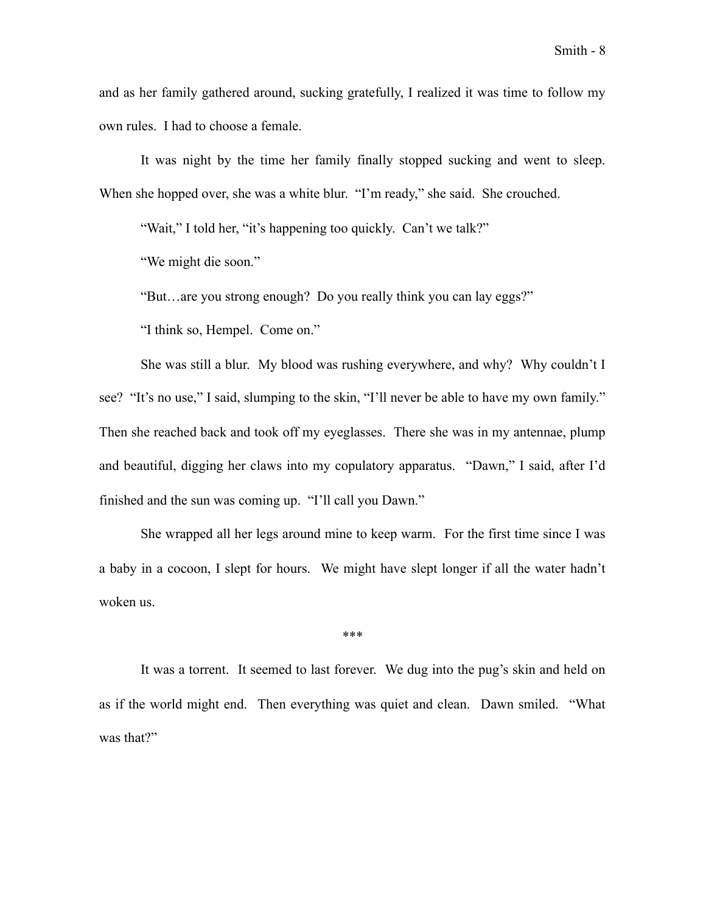and as her family gathered around, sucking gratefully, I realized it was time to follow my own rules. I had to choose a female.

It was night by the time her family finally stopped sucking and went to sleep. When she hopped over, she was a white blur. "I'm ready," she said. She crouched.

"Wait," I told her, "it's happening too quickly. Can't we talk?"

"We might die soon."

"But…are you strong enough? Do you really think you can lay eggs?"

"I think so, Hempel. Come on."

She was still a blur. My blood was rushing everywhere, and why? Why couldn't I see? "It's no use," I said, slumping to the skin, "I'll never be able to have my own family." Then she reached back and took off my eyeglasses. There she was in my antennae, plump and beautiful, digging her claws into my copulatory apparatus. "Dawn," I said, after I'd finished and the sun was coming up. "I'll call you Dawn."

She wrapped all her legs around mine to keep warm. For the first time since I was a baby in a cocoon, I slept for hours. We might have slept longer if all the water hadn't woken us.

***

It was a torrent. It seemed to last forever. We dug into the pug's skin and held on as if the world might end. Then everything was quiet and clean. Dawn smiled. "What was that?"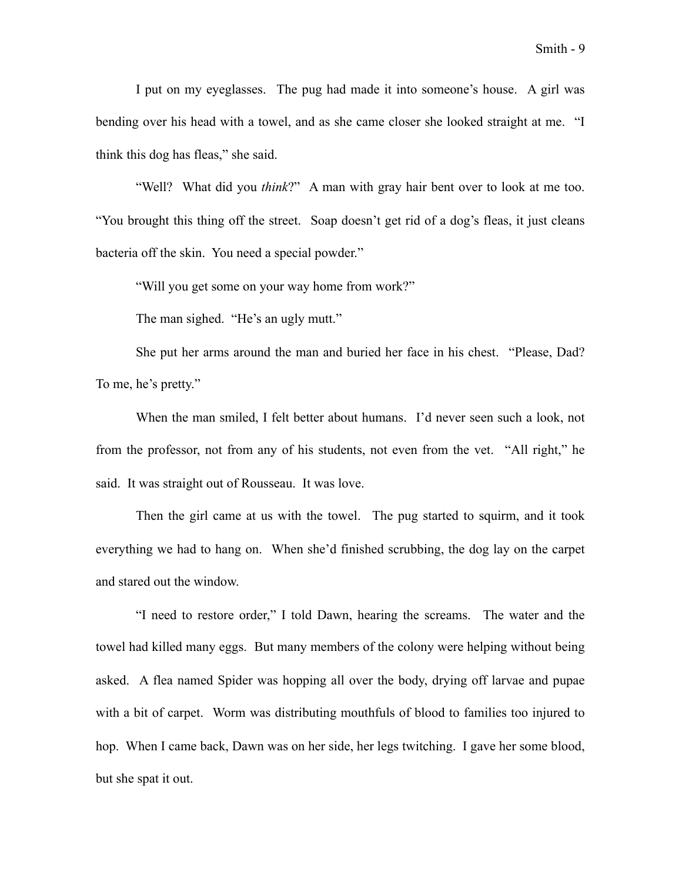I put on my eyeglasses. The pug had made it into someone's house. A girl was bending over his head with a towel, and as she came closer she looked straight at me. "I think this dog has fleas," she said.

"Well? What did you *think*?" A man with gray hair bent over to look at me too. "You brought this thing off the street. Soap doesn't get rid of a dog's fleas, it just cleans bacteria off the skin. You need a special powder."

"Will you get some on your way home from work?"

The man sighed. "He's an ugly mutt."

She put her arms around the man and buried her face in his chest. "Please, Dad? To me, he's pretty."

When the man smiled, I felt better about humans. I'd never seen such a look, not from the professor, not from any of his students, not even from the vet. "All right," he said. It was straight out of Rousseau. It was love.

Then the girl came at us with the towel. The pug started to squirm, and it took everything we had to hang on. When she'd finished scrubbing, the dog lay on the carpet and stared out the window.

"I need to restore order," I told Dawn, hearing the screams. The water and the towel had killed many eggs. But many members of the colony were helping without being asked. A flea named Spider was hopping all over the body, drying off larvae and pupae with a bit of carpet. Worm was distributing mouthfuls of blood to families too injured to hop. When I came back, Dawn was on her side, her legs twitching. I gave her some blood, but she spat it out.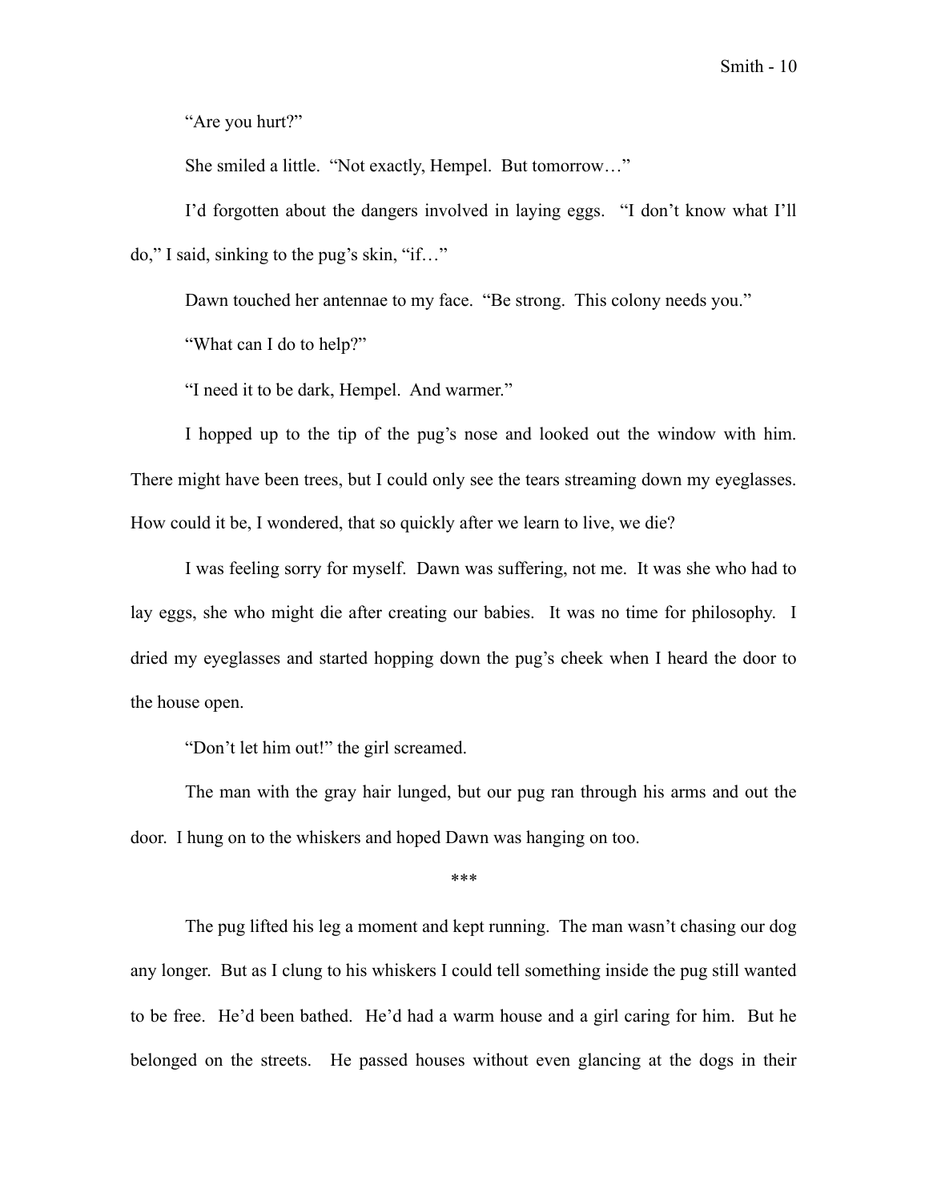"Are you hurt?"

She smiled a little. "Not exactly, Hempel. But tomorrow…"

I'd forgotten about the dangers involved in laying eggs. "I don't know what I'll do," I said, sinking to the pug's skin, "if…"

Dawn touched her antennae to my face. "Be strong. This colony needs you."

"What can I do to help?"

"I need it to be dark, Hempel. And warmer."

I hopped up to the tip of the pug's nose and looked out the window with him. There might have been trees, but I could only see the tears streaming down my eyeglasses. How could it be, I wondered, that so quickly after we learn to live, we die?

I was feeling sorry for myself. Dawn was suffering, not me. It was she who had to lay eggs, she who might die after creating our babies. It was no time for philosophy. I dried my eyeglasses and started hopping down the pug's cheek when I heard the door to the house open.

"Don't let him out!" the girl screamed.

The man with the gray hair lunged, but our pug ran through his arms and out the door. I hung on to the whiskers and hoped Dawn was hanging on too.

***

The pug lifted his leg a moment and kept running. The man wasn't chasing our dog any longer. But as I clung to his whiskers I could tell something inside the pug still wanted to be free. He'd been bathed. He'd had a warm house and a girl caring for him. But he belonged on the streets. He passed houses without even glancing at the dogs in their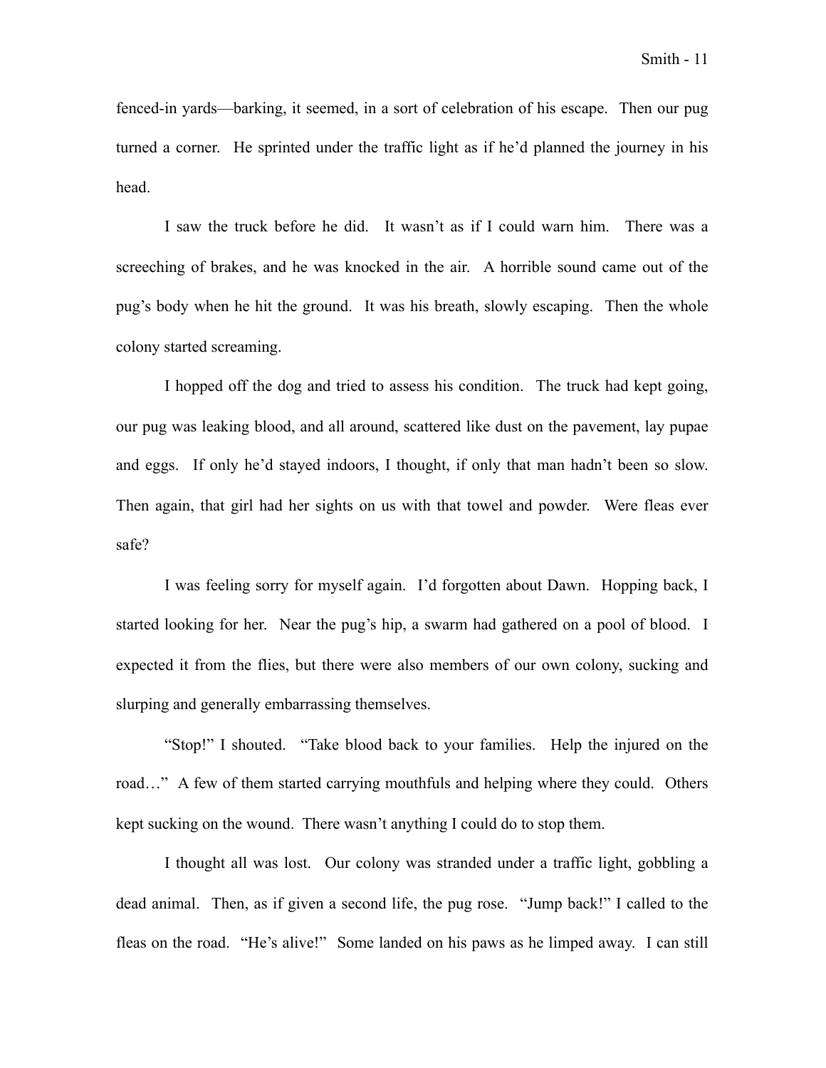fenced-in yards—barking, it seemed, in a sort of celebration of his escape. Then our pug turned a corner. He sprinted under the traffic light as if he'd planned the journey in his head.

I saw the truck before he did. It wasn't as if I could warn him. There was a screeching of brakes, and he was knocked in the air. A horrible sound came out of the pug's body when he hit the ground. It was his breath, slowly escaping. Then the whole colony started screaming.

I hopped off the dog and tried to assess his condition. The truck had kept going, our pug was leaking blood, and all around, scattered like dust on the pavement, lay pupae and eggs. If only he'd stayed indoors, I thought, if only that man hadn't been so slow. Then again, that girl had her sights on us with that towel and powder. Were fleas ever safe?

I was feeling sorry for myself again. I'd forgotten about Dawn. Hopping back, I started looking for her. Near the pug's hip, a swarm had gathered on a pool of blood. I expected it from the flies, but there were also members of our own colony, sucking and slurping and generally embarrassing themselves.

"Stop!" I shouted. "Take blood back to your families. Help the injured on the road…" A few of them started carrying mouthfuls and helping where they could. Others kept sucking on the wound. There wasn't anything I could do to stop them.

I thought all was lost. Our colony was stranded under a traffic light, gobbling a dead animal. Then, as if given a second life, the pug rose. "Jump back!" I called to the fleas on the road. "He's alive!" Some landed on his paws as he limped away. I can still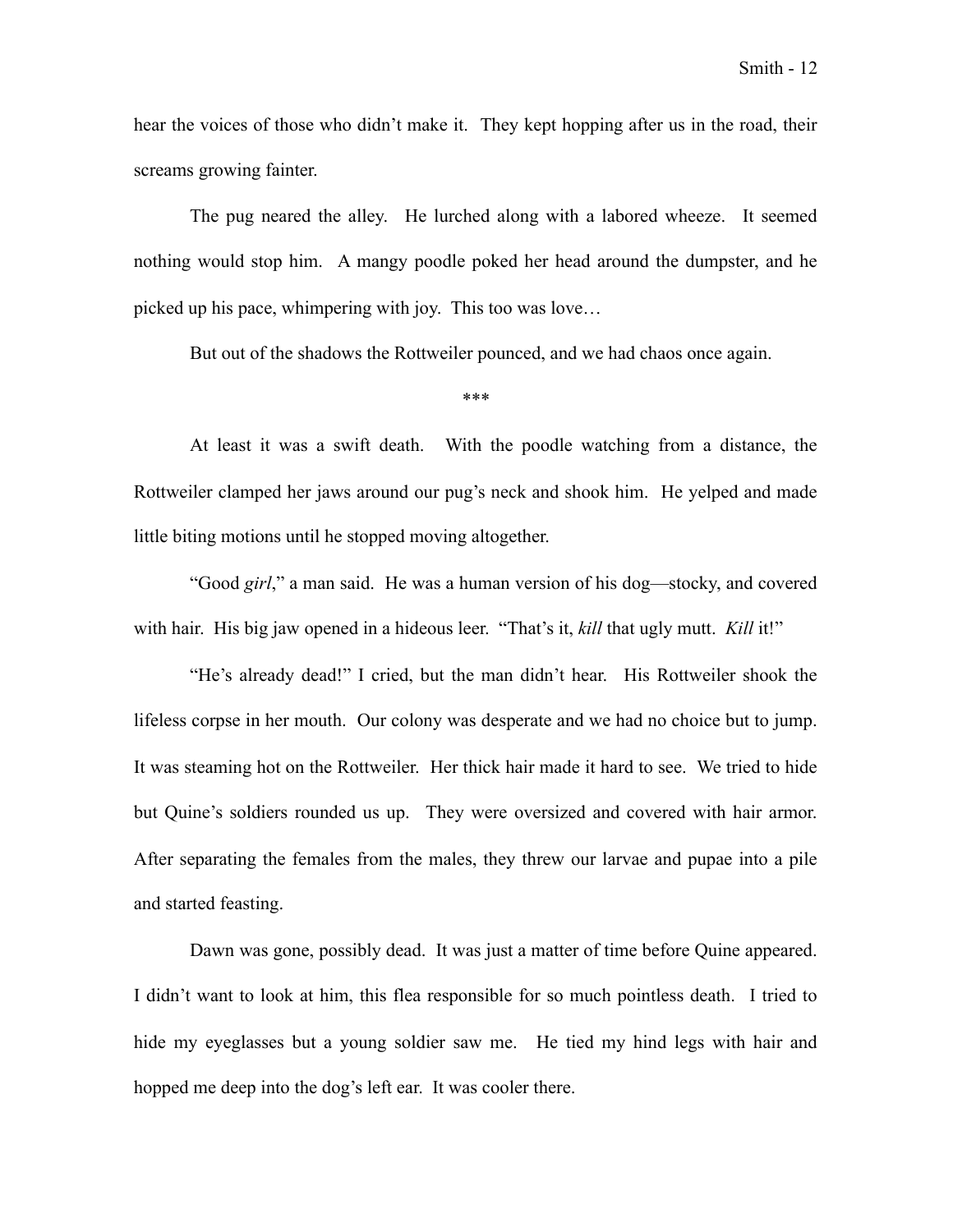hear the voices of those who didn't make it. They kept hopping after us in the road, their screams growing fainter.

The pug neared the alley. He lurched along with a labored wheeze. It seemed nothing would stop him. A mangy poodle poked her head around the dumpster, and he picked up his pace, whimpering with joy. This too was love…

But out of the shadows the Rottweiler pounced, and we had chaos once again.

***

At least it was a swift death. With the poodle watching from a distance, the Rottweiler clamped her jaws around our pug's neck and shook him. He yelped and made little biting motions until he stopped moving altogether.

"Good *girl*," a man said. He was a human version of his dog—stocky, and covered with hair. His big jaw opened in a hideous leer. "That's it, *kill* that ugly mutt. *Kill* it!"

"He's already dead!" I cried, but the man didn't hear. His Rottweiler shook the lifeless corpse in her mouth. Our colony was desperate and we had no choice but to jump. It was steaming hot on the Rottweiler. Her thick hair made it hard to see. We tried to hide but Quine's soldiers rounded us up. They were oversized and covered with hair armor. After separating the females from the males, they threw our larvae and pupae into a pile and started feasting.

Dawn was gone, possibly dead. It was just a matter of time before Quine appeared. I didn't want to look at him, this flea responsible for so much pointless death. I tried to hide my eyeglasses but a young soldier saw me. He tied my hind legs with hair and hopped me deep into the dog's left ear. It was cooler there.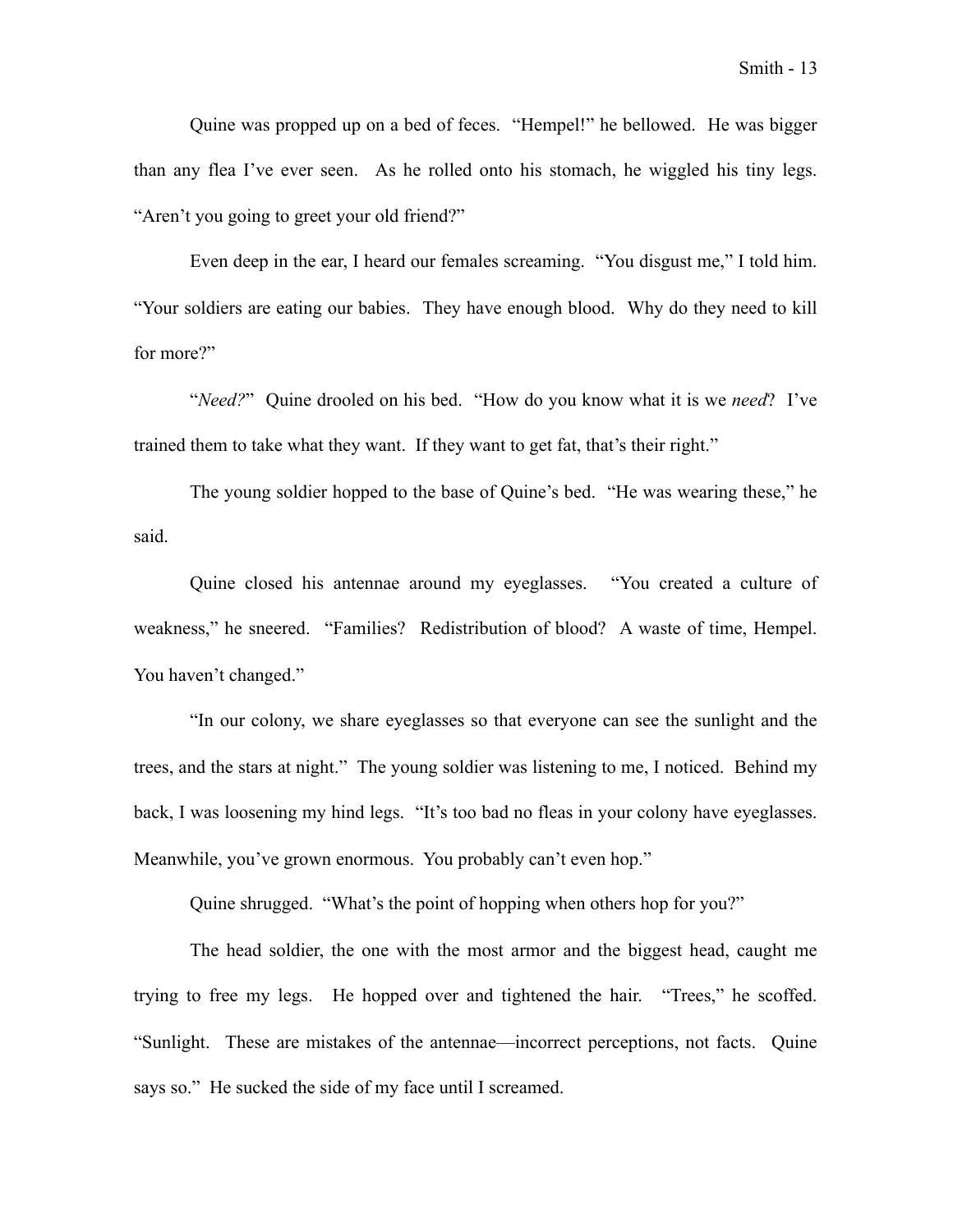Quine was propped up on a bed of feces. "Hempel!" he bellowed. He was bigger than any flea I've ever seen. As he rolled onto his stomach, he wiggled his tiny legs. "Aren't you going to greet your old friend?"

Even deep in the ear, I heard our females screaming. "You disgust me," I told him. "Your soldiers are eating our babies. They have enough blood. Why do they need to kill for more?"

"*Need?*" Quine drooled on his bed. "How do you know what it is we *need*? I've trained them to take what they want. If they want to get fat, that's their right."

The young soldier hopped to the base of Quine's bed. "He was wearing these," he said.

Quine closed his antennae around my eyeglasses. "You created a culture of weakness," he sneered. "Families? Redistribution of blood? A waste of time, Hempel. You haven't changed."

"In our colony, we share eyeglasses so that everyone can see the sunlight and the trees, and the stars at night." The young soldier was listening to me, I noticed. Behind my back, I was loosening my hind legs. "It's too bad no fleas in your colony have eyeglasses. Meanwhile, you've grown enormous. You probably can't even hop."

Quine shrugged. "What's the point of hopping when others hop for you?"

The head soldier, the one with the most armor and the biggest head, caught me trying to free my legs. He hopped over and tightened the hair. "Trees," he scoffed. "Sunlight. These are mistakes of the antennae—incorrect perceptions, not facts. Quine says so." He sucked the side of my face until I screamed.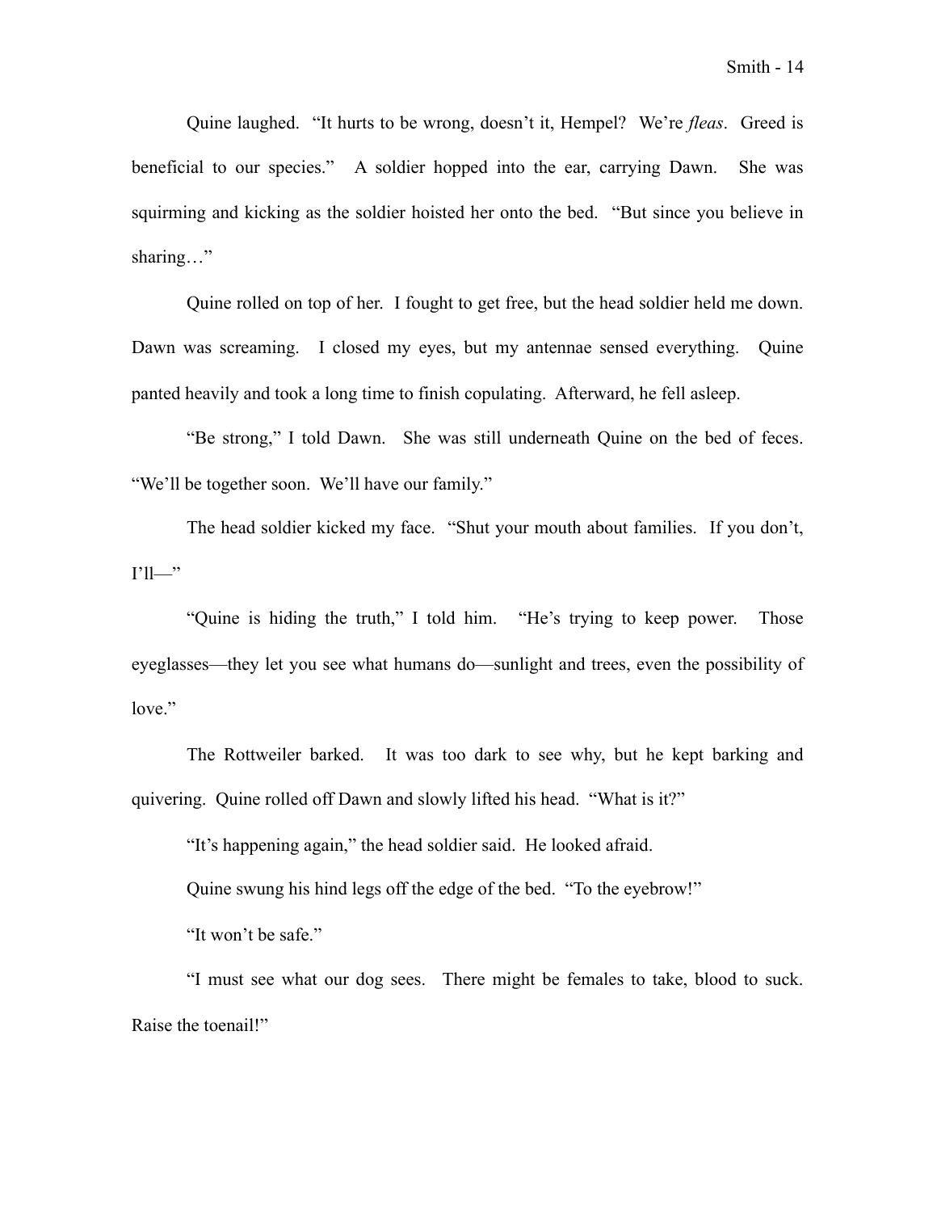Quine laughed. "It hurts to be wrong, doesn't it, Hempel? We're *fleas*. Greed is beneficial to our species." A soldier hopped into the ear, carrying Dawn. She was squirming and kicking as the soldier hoisted her onto the bed. "But since you believe in sharing…"

Quine rolled on top of her. I fought to get free, but the head soldier held me down. Dawn was screaming. I closed my eyes, but my antennae sensed everything. Quine panted heavily and took a long time to finish copulating. Afterward, he fell asleep.

"Be strong," I told Dawn. She was still underneath Quine on the bed of feces. "We'll be together soon. We'll have our family."

The head soldier kicked my face. "Shut your mouth about families. If you don't, I'll—"

"Quine is hiding the truth," I told him. "He's trying to keep power. Those eyeglasses—they let you see what humans do—sunlight and trees, even the possibility of love."

The Rottweiler barked. It was too dark to see why, but he kept barking and quivering. Quine rolled off Dawn and slowly lifted his head. "What is it?"

"It's happening again," the head soldier said. He looked afraid.

Quine swung his hind legs off the edge of the bed. "To the eyebrow!"

"It won't be safe."

"I must see what our dog sees. There might be females to take, blood to suck. Raise the toenail!"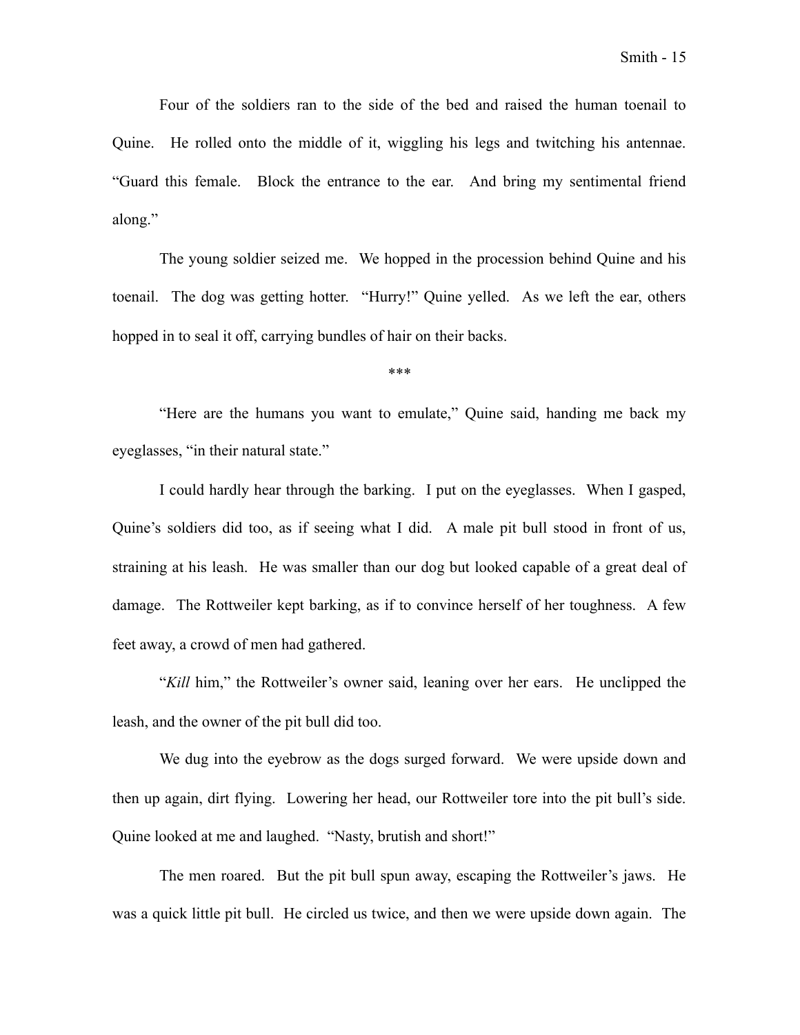Four of the soldiers ran to the side of the bed and raised the human toenail to Quine. He rolled onto the middle of it, wiggling his legs and twitching his antennae. "Guard this female. Block the entrance to the ear. And bring my sentimental friend along."

The young soldier seized me. We hopped in the procession behind Quine and his toenail. The dog was getting hotter. "Hurry!" Quine yelled. As we left the ear, others hopped in to seal it off, carrying bundles of hair on their backs.

\*\*\*

"Here are the humans you want to emulate," Quine said, handing me back my eyeglasses, "in their natural state."

I could hardly hear through the barking. I put on the eyeglasses. When I gasped, Quine's soldiers did too, as if seeing what I did. A male pit bull stood in front of us, straining at his leash. He was smaller than our dog but looked capable of a great deal of damage. The Rottweiler kept barking, as if to convince herself of her toughness. A few feet away, a crowd of men had gathered.

"*Kill* him," the Rottweiler's owner said, leaning over her ears. He unclipped the leash, and the owner of the pit bull did too.

We dug into the eyebrow as the dogs surged forward. We were upside down and then up again, dirt flying. Lowering her head, our Rottweiler tore into the pit bull's side. Quine looked at me and laughed. "Nasty, brutish and short!"

The men roared. But the pit bull spun away, escaping the Rottweiler's jaws. He was a quick little pit bull. He circled us twice, and then we were upside down again. The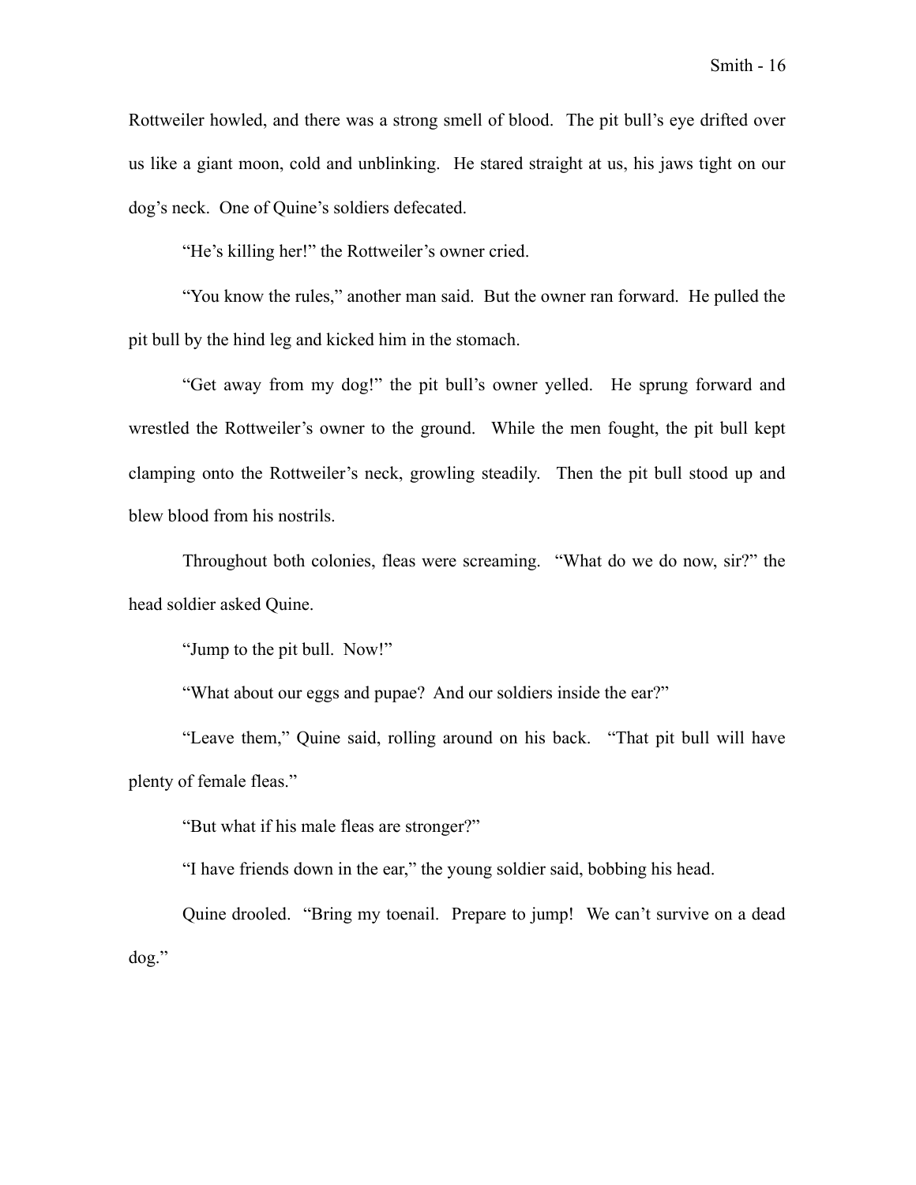Rottweiler howled, and there was a strong smell of blood. The pit bull's eye drifted over us like a giant moon, cold and unblinking. He stared straight at us, his jaws tight on our dog's neck. One of Quine's soldiers defecated.

"He's killing her!" the Rottweiler's owner cried.

"You know the rules," another man said. But the owner ran forward. He pulled the pit bull by the hind leg and kicked him in the stomach.

"Get away from my dog!" the pit bull's owner yelled. He sprung forward and wrestled the Rottweiler's owner to the ground. While the men fought, the pit bull kept clamping onto the Rottweiler's neck, growling steadily. Then the pit bull stood up and blew blood from his nostrils.

Throughout both colonies, fleas were screaming. "What do we do now, sir?" the head soldier asked Quine.

"Jump to the pit bull. Now!"

"What about our eggs and pupae? And our soldiers inside the ear?"

"Leave them," Quine said, rolling around on his back. "That pit bull will have plenty of female fleas."

"But what if his male fleas are stronger?"

"I have friends down in the ear," the young soldier said, bobbing his head.

Quine drooled. "Bring my toenail. Prepare to jump! We can't survive on a dead dog."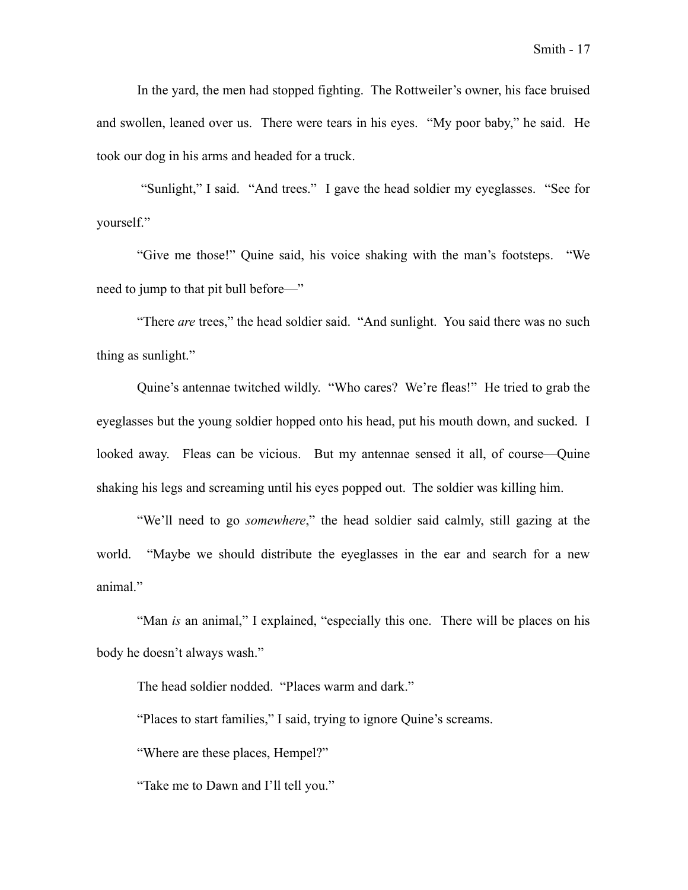In the yard, the men had stopped fighting. The Rottweiler's owner, his face bruised and swollen, leaned over us. There were tears in his eyes. "My poor baby," he said. He took our dog in his arms and headed for a truck.

"Sunlight," I said. "And trees." I gave the head soldier my eyeglasses. "See for yourself."

"Give me those!" Quine said, his voice shaking with the man's footsteps. "We need to jump to that pit bull before—"

"There *are* trees," the head soldier said. "And sunlight. You said there was no such thing as sunlight."

Quine's antennae twitched wildly. "Who cares? We're fleas!" He tried to grab the eyeglasses but the young soldier hopped onto his head, put his mouth down, and sucked. I looked away. Fleas can be vicious. But my antennae sensed it all, of course—Quine shaking his legs and screaming until his eyes popped out. The soldier was killing him.

"We'll need to go *somewhere*," the head soldier said calmly, still gazing at the world. "Maybe we should distribute the eyeglasses in the ear and search for a new animal."

"Man *is* an animal," I explained, "especially this one. There will be places on his body he doesn't always wash."

The head soldier nodded. "Places warm and dark."

"Places to start families," I said, trying to ignore Quine's screams.

"Where are these places, Hempel?"

"Take me to Dawn and I'll tell you."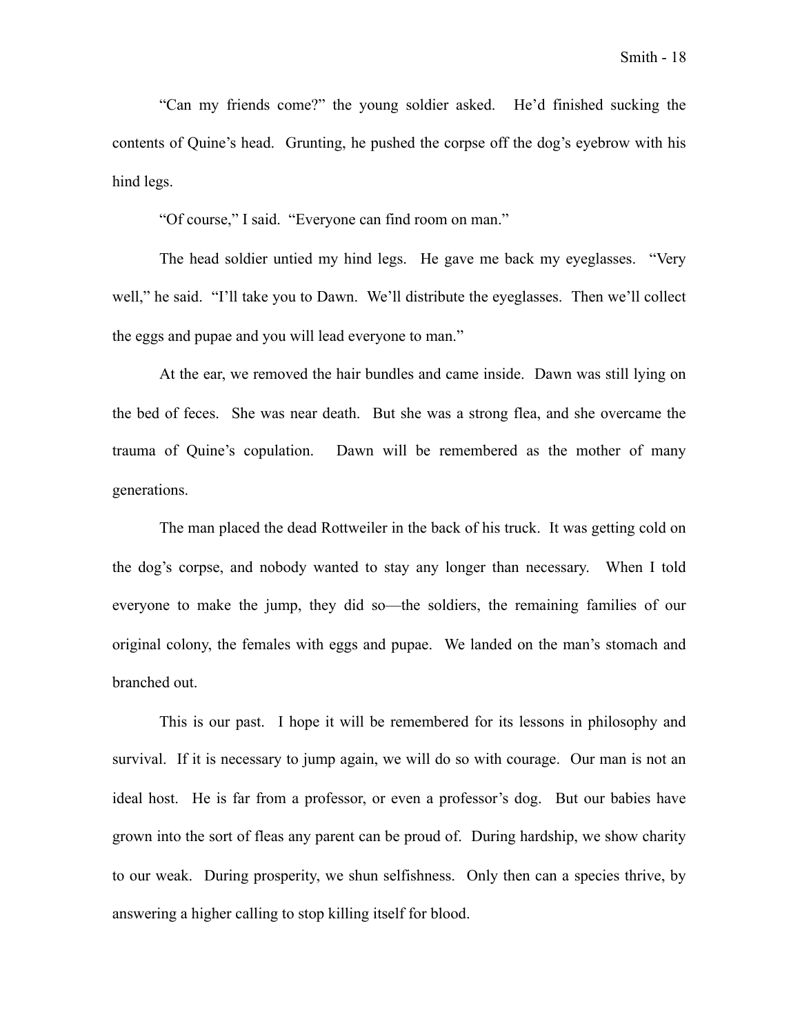"Can my friends come?" the young soldier asked. He'd finished sucking the contents of Quine's head. Grunting, he pushed the corpse off the dog's eyebrow with his hind legs.

"Of course," I said. "Everyone can find room on man."

The head soldier untied my hind legs. He gave me back my eyeglasses. "Very well," he said. "I'll take you to Dawn. We'll distribute the eyeglasses. Then we'll collect the eggs and pupae and you will lead everyone to man."

At the ear, we removed the hair bundles and came inside. Dawn was still lying on the bed of feces. She was near death. But she was a strong flea, and she overcame the trauma of Quine's copulation. Dawn will be remembered as the mother of many generations.

The man placed the dead Rottweiler in the back of his truck. It was getting cold on the dog's corpse, and nobody wanted to stay any longer than necessary. When I told everyone to make the jump, they did so—the soldiers, the remaining families of our original colony, the females with eggs and pupae. We landed on the man's stomach and branched out.

This is our past. I hope it will be remembered for its lessons in philosophy and survival. If it is necessary to jump again, we will do so with courage. Our man is not an ideal host. He is far from a professor, or even a professor's dog. But our babies have grown into the sort of fleas any parent can be proud of. During hardship, we show charity to our weak. During prosperity, we shun selfishness. Only then can a species thrive, by answering a higher calling to stop killing itself for blood.